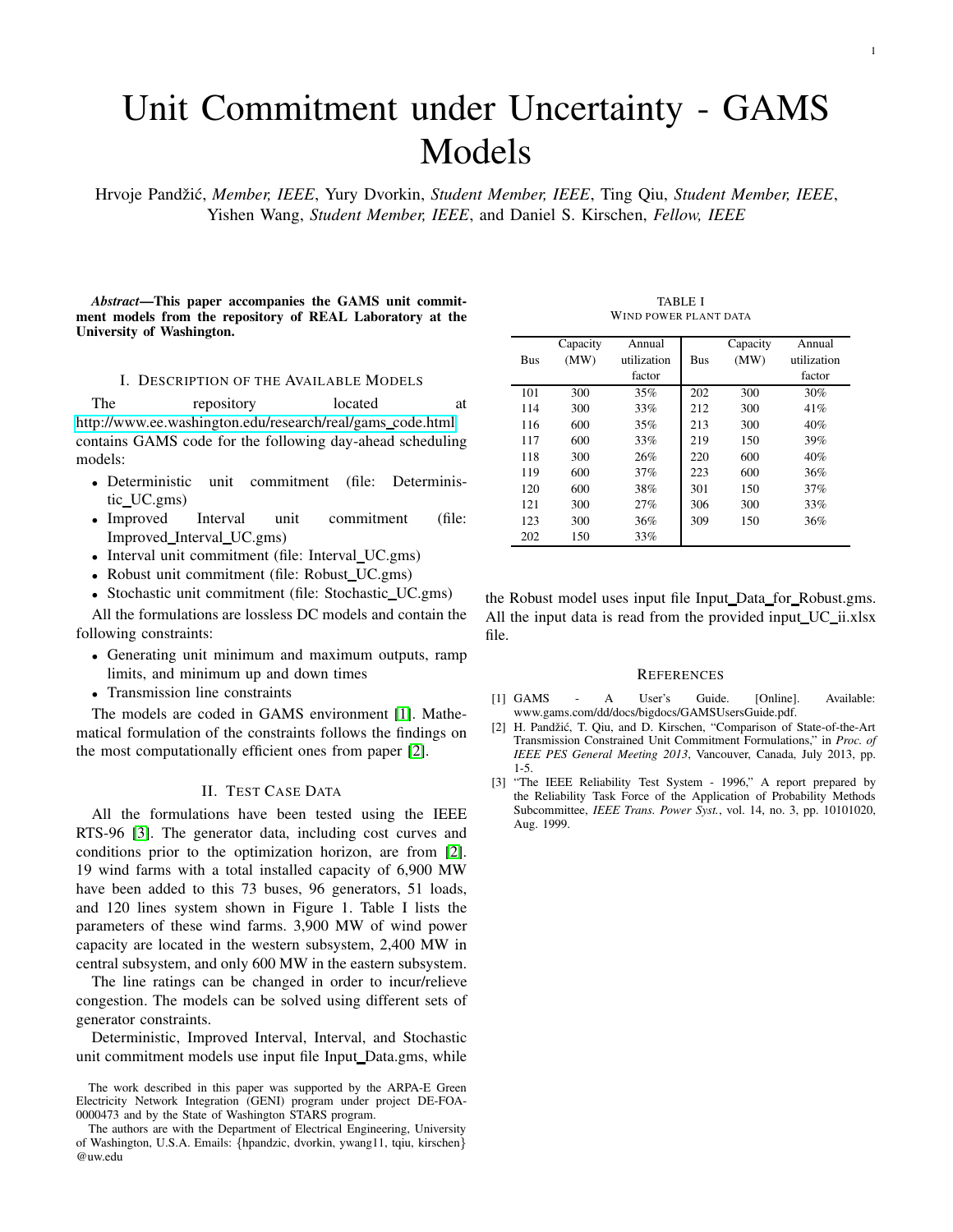# Unit Commitment under Uncertainty - GAMS Models

Hrvoje Pandžić, *Member, IEEE*, Yury Dvorkin, *Student Member, IEEE*, Ting Qiu, *Student Member, IEEE*, Yishen Wang, *Student Member, IEEE*, and Daniel S. Kirschen, *Fellow, IEEE*

***Abstract*—This paper accompanies the GAMS unit commitment models from the repository of REAL Laboratory at the University of Washington.**

## I. Description of the Available Models

The repository located at http://www.ee.washington.edu/research/real/gams_code.html contains GAMS code for the following day-ahead scheduling models:

- Deterministic unit commitment (file: Deterministic_UC.gms)
- Improved Interval unit commitment (file: Improved_Interval_UC.gms)
- Interval unit commitment (file: Interval_UC.gms)
- Robust unit commitment (file: Robust_UC.gms)
- Stochastic unit commitment (file: Stochastic_UC.gms)

All the formulations are lossless DC models and contain the following constraints:

- Generating unit minimum and maximum outputs, ramp limits, and minimum up and down times
- Transmission line constraints

The models are coded in GAMS environment [1]. Mathematical formulation of the constraints follows the findings on the most computationally efficient ones from paper [2].

## II. Test Case Data

All the formulations have been tested using the IEEE RTS-96 [3]. The generator data, including cost curves and conditions prior to the optimization horizon, are from [2]. 19 wind farms with a total installed capacity of 6,900 MW have been added to this 73 buses, 96 generators, 51 loads, and 120 lines system shown in Figure 1. Table I lists the parameters of these wind farms. 3,900 MW of wind power capacity are located in the western subsystem, 2,400 MW in central subsystem, and only 600 MW in the eastern subsystem.

The line ratings can be changed in order to incur/relieve congestion. The models can be solved using different sets of generator constraints.

Deterministic, Improved Interval, Interval, and Stochastic unit commitment models use input file Input_Data.gms, while the Robust model uses input file Input_Data_for_Robust.gms. All the input data is read from the provided input_UC_ii.xlsx file.

TABLE I
Wind power plant data

| Bus | Capacity (MW) | Annual utilization factor | Bus | Capacity (MW) | Annual utilization factor |
|---|---|---|---|---|---|
| 101 | 300 | 35% | 202 | 300 | 30% |
| 114 | 300 | 33% | 212 | 300 | 41% |
| 116 | 600 | 35% | 213 | 300 | 40% |
| 117 | 600 | 33% | 219 | 150 | 39% |
| 118 | 300 | 26% | 220 | 600 | 40% |
| 119 | 600 | 37% | 223 | 600 | 36% |
| 120 | 600 | 38% | 301 | 150 | 37% |
| 121 | 300 | 27% | 306 | 300 | 33% |
| 123 | 300 | 36% | 309 | 150 | 36% |
| 202 | 150 | 33% | | | |

## References

[1] GAMS - A User's Guide. [Online]. Available: www.gams.com/dd/docs/bigdocs/GAMSUsersGuide.pdf.

[2] H. Pandžić, T. Qiu, and D. Kirschen, "Comparison of State-of-the-Art Transmission Constrained Unit Commitment Formulations," in *Proc. of IEEE PES General Meeting 2013*, Vancouver, Canada, July 2013, pp. 1-5.

[3] "The IEEE Reliability Test System - 1996," A report prepared by the Reliability Task Force of the Application of Probability Methods Subcommittee, *IEEE Trans. Power Syst.*, vol. 14, no. 3, pp. 10101020, Aug. 1999.

The work described in this paper was supported by the ARPA-E Green Electricity Network Integration (GENI) program under project DE-FOA-0000473 and by the State of Washington STARS program.

The authors are with the Department of Electrical Engineering, University of Washington, U.S.A. Emails: {hpandzic, dvorkin, ywang11, tqiu, kirschen} @uw.edu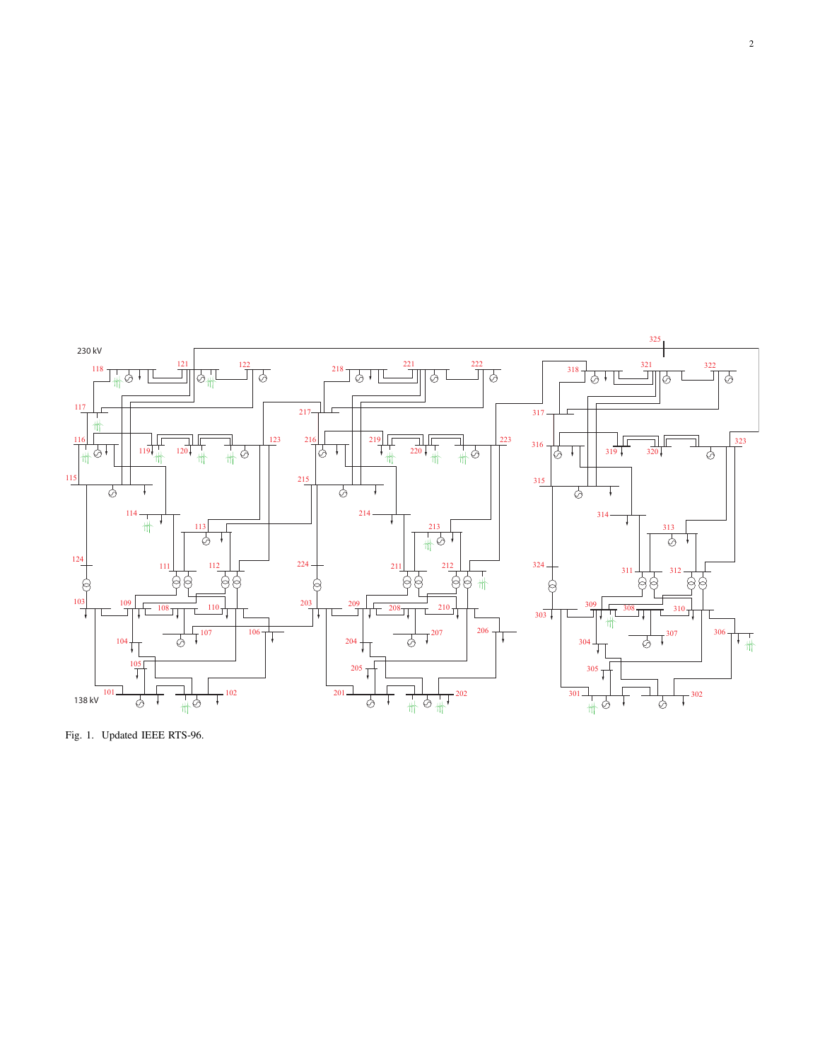230 kV

138 kV

Fig. 1. Updated IEEE RTS-96.